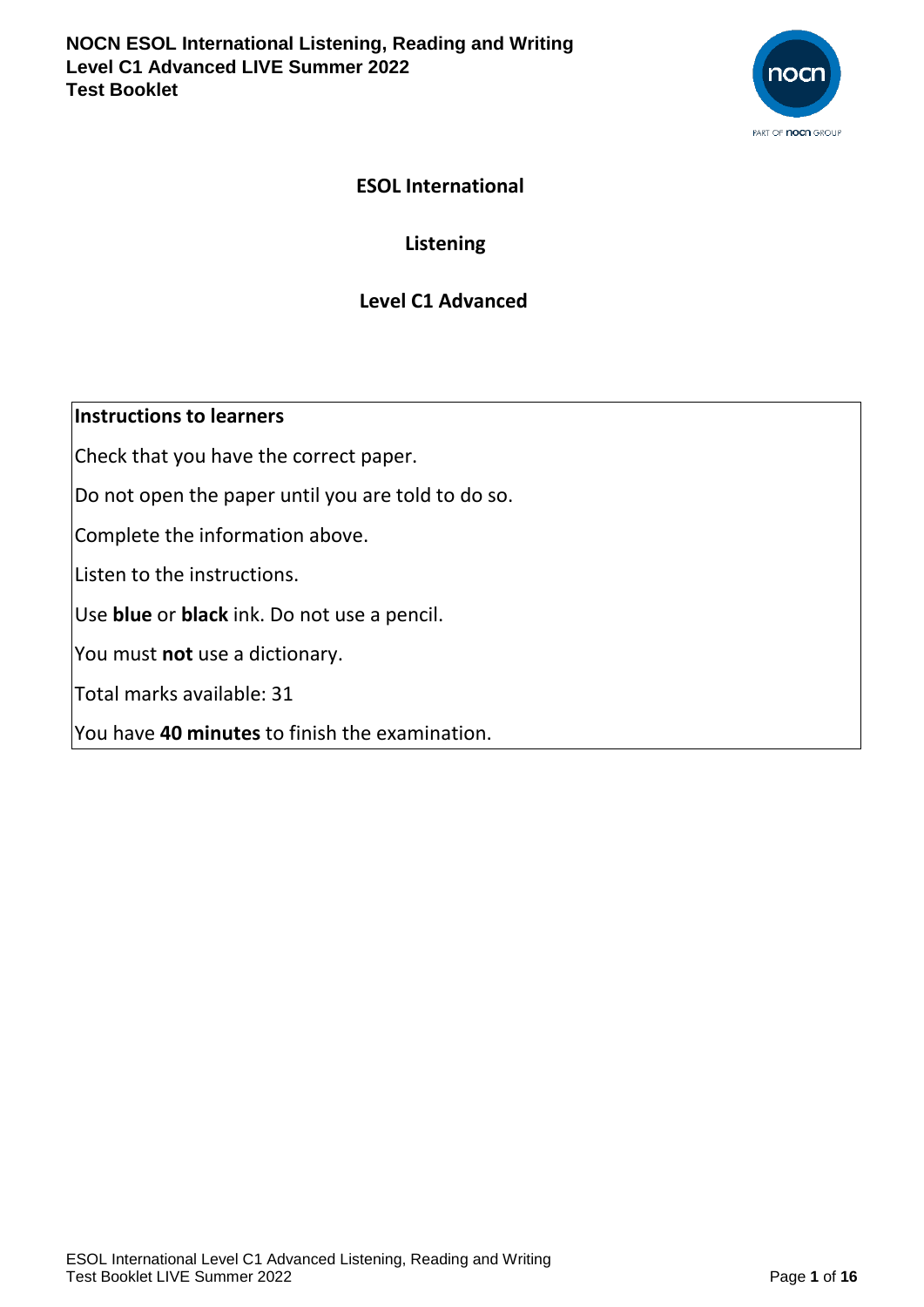**NOCN ESOL International Listening, Reading and Writing**
**Level C1 Advanced LIVE Summer 2022**
**Test Booklet**

# ESOL International

## Listening

## Level C1 Advanced

| **Instructions to learners** |
|---|
| Check that you have the correct paper. |
| Do not open the paper until you are told to do so. |
| Complete the information above. |
| Listen to the instructions. |
| Use **blue** or **black** ink. Do not use a pencil. |
| You must **not** use a dictionary. |
| Total marks available: 31 |
| You have **40 minutes** to finish the examination. |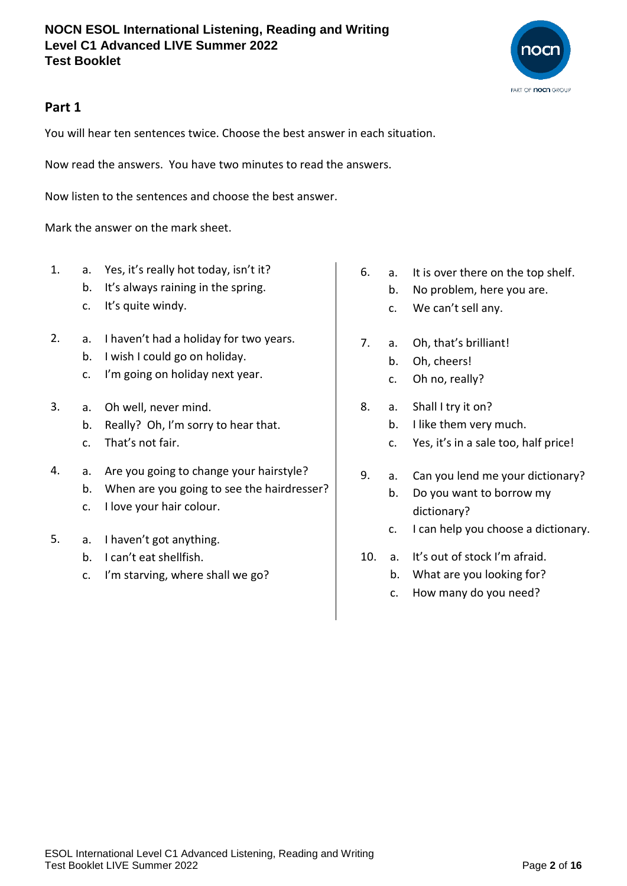## Part 1

You will hear ten sentences twice. Choose the best answer in each situation.

Now read the answers. You have two minutes to read the answers.

Now listen to the sentences and choose the best answer.

Mark the answer on the mark sheet.

1. a. Yes, it's really hot today, isn't it?
   b. It's always raining in the spring.
   c. It's quite windy.

2. a. I haven't had a holiday for two years.
   b. I wish I could go on holiday.
   c. I'm going on holiday next year.

3. a. Oh well, never mind.
   b. Really? Oh, I'm sorry to hear that.
   c. That's not fair.

4. a. Are you going to change your hairstyle?
   b. When are you going to see the hairdresser?
   c. I love your hair colour.

5. a. I haven't got anything.
   b. I can't eat shellfish.
   c. I'm starving, where shall we go?

6. a. It is over there on the top shelf.
   b. No problem, here you are.
   c. We can't sell any.

7. a. Oh, that's brilliant!
   b. Oh, cheers!
   c. Oh no, really?

8. a. Shall I try it on?
   b. I like them very much.
   c. Yes, it's in a sale too, half price!

9. a. Can you lend me your dictionary?
   b. Do you want to borrow my dictionary?
   c. I can help you choose a dictionary.

10. a. It's out of stock I'm afraid.
    b. What are you looking for?
    c. How many do you need?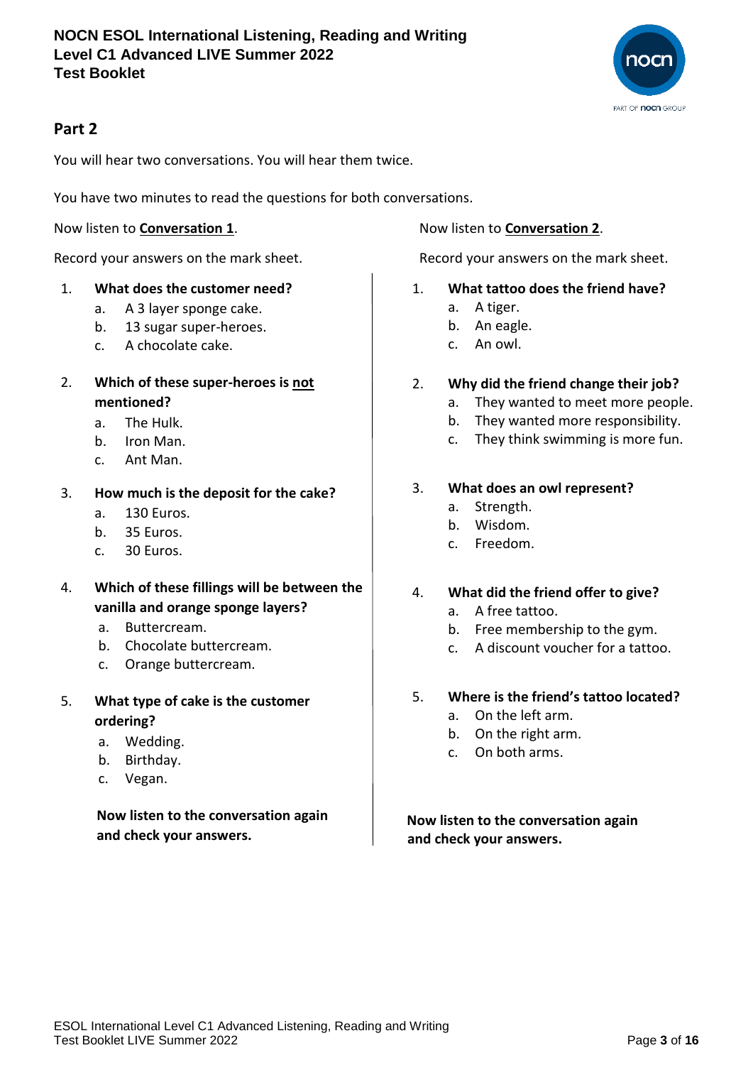## Part 2

You will hear two conversations. You will hear them twice.

You have two minutes to read the questions for both conversations.

Now listen to **Conversation 1**.

Record your answers on the mark sheet.

1. **What does the customer need?**
   a. A 3 layer sponge cake.
   b. 13 sugar super-heroes.
   c. A chocolate cake.

2. **Which of these super-heroes is not mentioned?**
   a. The Hulk.
   b. Iron Man.
   c. Ant Man.

3. **How much is the deposit for the cake?**
   a. 130 Euros.
   b. 35 Euros.
   c. 30 Euros.

4. **Which of these fillings will be between the vanilla and orange sponge layers?**
   a. Buttercream.
   b. Chocolate buttercream.
   c. Orange buttercream.

5. **What type of cake is the customer ordering?**
   a. Wedding.
   b. Birthday.
   c. Vegan.

**Now listen to the conversation again and check your answers.**

Now listen to **Conversation 2**.

Record your answers on the mark sheet.

1. **What tattoo does the friend have?**
   a. A tiger.
   b. An eagle.
   c. An owl.

2. **Why did the friend change their job?**
   a. They wanted to meet more people.
   b. They wanted more responsibility.
   c. They think swimming is more fun.

3. **What does an owl represent?**
   a. Strength.
   b. Wisdom.
   c. Freedom.

4. **What did the friend offer to give?**
   a. A free tattoo.
   b. Free membership to the gym.
   c. A discount voucher for a tattoo.

5. **Where is the friend's tattoo located?**
   a. On the left arm.
   b. On the right arm.
   c. On both arms.

**Now listen to the conversation again and check your answers.**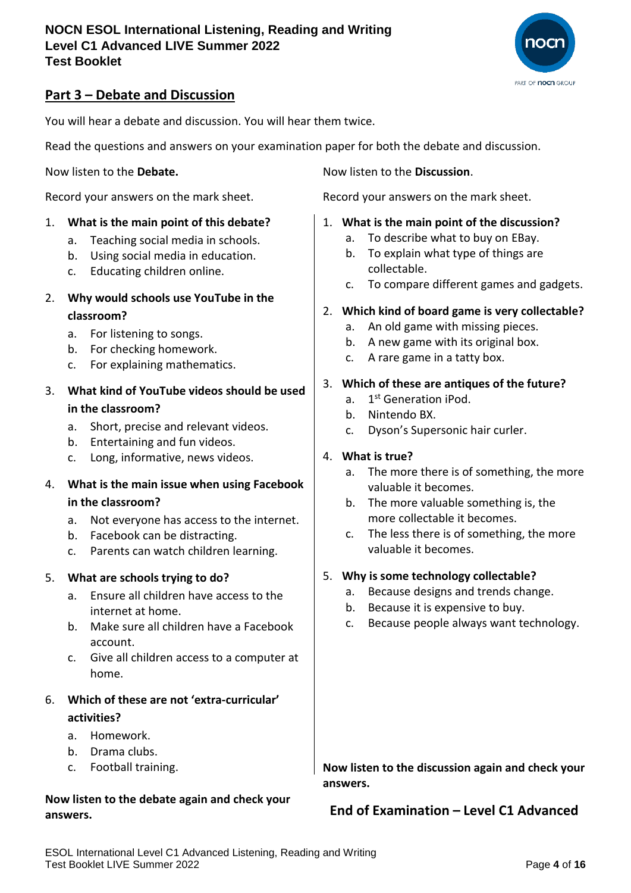## Part 3 – Debate and Discussion

You will hear a debate and discussion. You will hear them twice.

Read the questions and answers on your examination paper for both the debate and discussion.

Now listen to the **Debate.**

Record your answers on the mark sheet.

1. **What is the main point of this debate?**
   a. Teaching social media in schools.
   b. Using social media in education.
   c. Educating children online.

2. **Why would schools use YouTube in the classroom?**
   a. For listening to songs.
   b. For checking homework.
   c. For explaining mathematics.

3. **What kind of YouTube videos should be used in the classroom?**
   a. Short, precise and relevant videos.
   b. Entertaining and fun videos.
   c. Long, informative, news videos.

4. **What is the main issue when using Facebook in the classroom?**
   a. Not everyone has access to the internet.
   b. Facebook can be distracting.
   c. Parents can watch children learning.

5. **What are schools trying to do?**
   a. Ensure all children have access to the internet at home.
   b. Make sure all children have a Facebook account.
   c. Give all children access to a computer at home.

6. **Which of these are not 'extra-curricular' activities?**
   a. Homework.
   b. Drama clubs.
   c. Football training.

**Now listen to the debate again and check your answers.**

Now listen to the **Discussion**.

Record your answers on the mark sheet.

1. **What is the main point of the discussion?**
   a. To describe what to buy on EBay.
   b. To explain what type of things are collectable.
   c. To compare different games and gadgets.

2. **Which kind of board game is very collectable?**
   a. An old game with missing pieces.
   b. A new game with its original box.
   c. A rare game in a tatty box.

3. **Which of these are antiques of the future?**
   a. 1st Generation iPod.
   b. Nintendo BX.
   c. Dyson's Supersonic hair curler.

4. **What is true?**
   a. The more there is of something, the more valuable it becomes.
   b. The more valuable something is, the more collectable it becomes.
   c. The less there is of something, the more valuable it becomes.

5. **Why is some technology collectable?**
   a. Because designs and trends change.
   b. Because it is expensive to buy.
   c. Because people always want technology.

**Now listen to the discussion again and check your answers.**

## End of Examination – Level C1 Advanced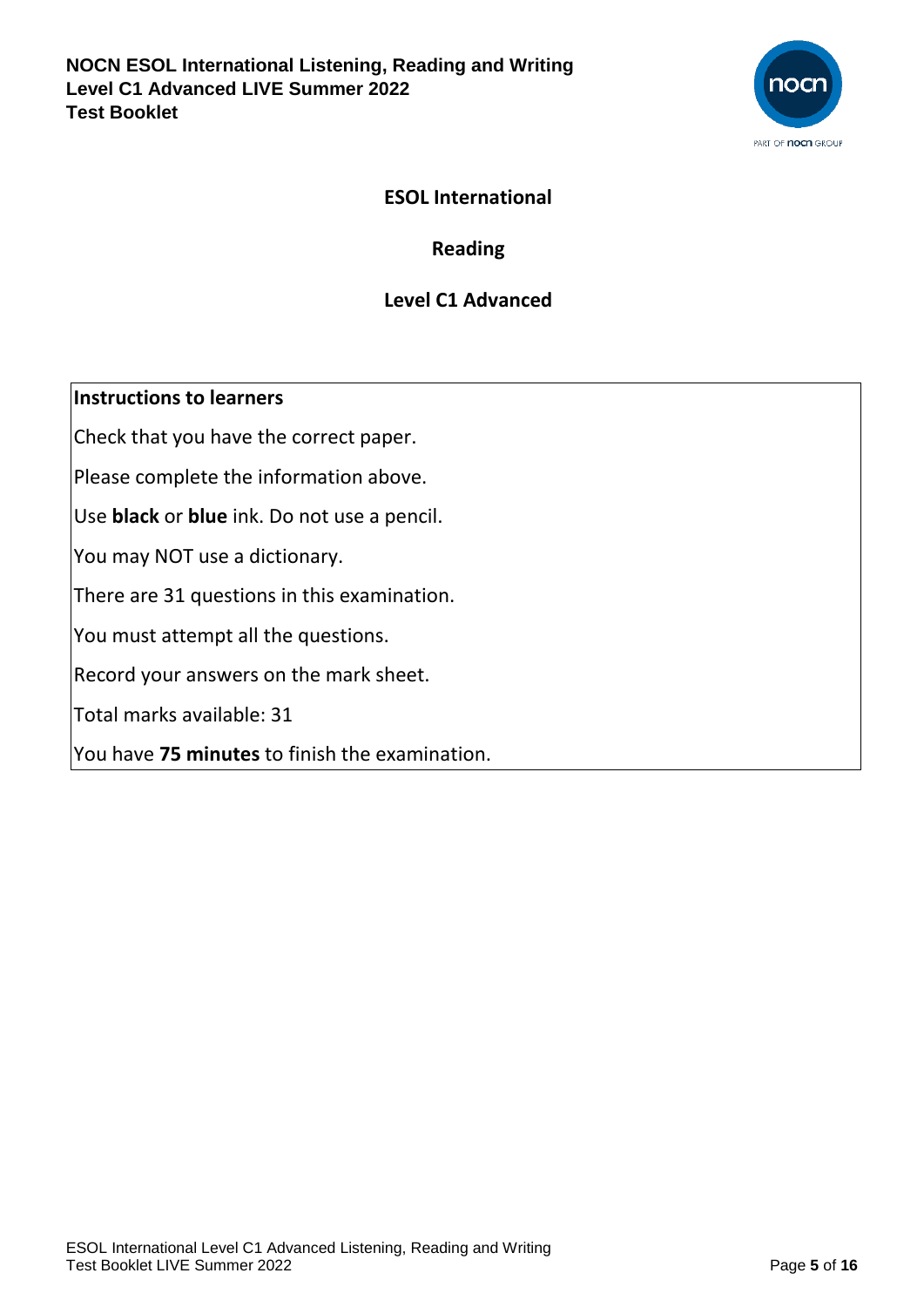# ESOL International

## Reading

## Level C1 Advanced

| **Instructions to learners** |
|---|
| Check that you have the correct paper. |
| Please complete the information above. |
| Use **black** or **blue** ink. Do not use a pencil. |
| You may NOT use a dictionary. |
| There are 31 questions in this examination. |
| You must attempt all the questions. |
| Record your answers on the mark sheet. |
| Total marks available: 31 |
| You have **75 minutes** to finish the examination. |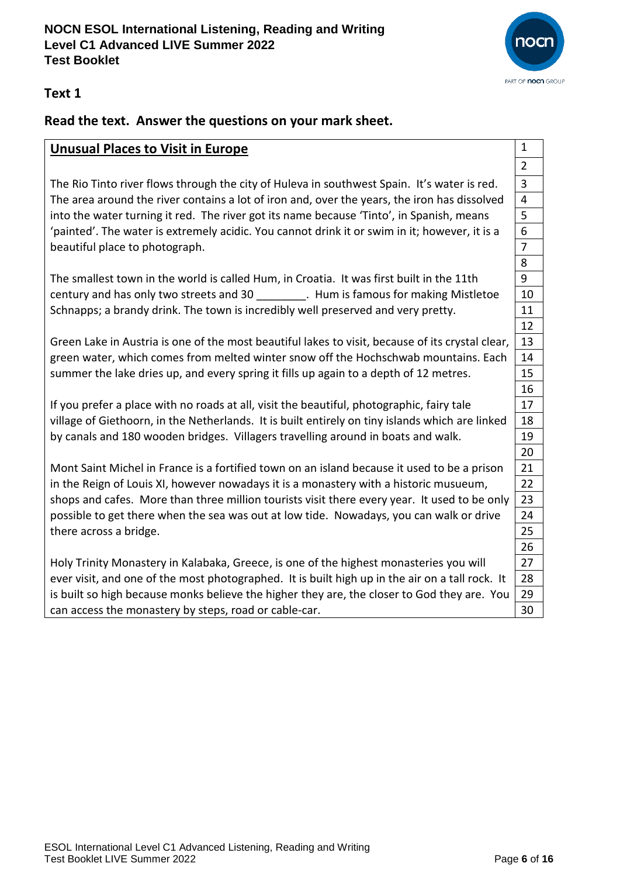## Text 1

**Read the text. Answer the questions on your mark sheet.**

| **Unusual Places to Visit in Europe** | 1 |
|---|---|
| | 2 |
| The Rio Tinto river flows through the city of Huleva in southwest Spain. It's water is red. | 3 |
| The area around the river contains a lot of iron and, over the years, the iron has dissolved | 4 |
| into the water turning it red. The river got its name because 'Tinto', in Spanish, means | 5 |
| 'painted'. The water is extremely acidic. You cannot drink it or swim in it; however, it is a | 6 |
| beautiful place to photograph. | 7 |
| | 8 |
| The smallest town in the world is called Hum, in Croatia. It was first built in the 11th | 9 |
| century and has only two streets and 30 ________. Hum is famous for making Mistletoe | 10 |
| Schnapps; a brandy drink. The town is incredibly well preserved and very pretty. | 11 |
| | 12 |
| Green Lake in Austria is one of the most beautiful lakes to visit, because of its crystal clear, | 13 |
| green water, which comes from melted winter snow off the Hochschwab mountains. Each | 14 |
| summer the lake dries up, and every spring it fills up again to a depth of 12 metres. | 15 |
| | 16 |
| If you prefer a place with no roads at all, visit the beautiful, photographic, fairy tale | 17 |
| village of Giethoorn, in the Netherlands. It is built entirely on tiny islands which are linked | 18 |
| by canals and 180 wooden bridges. Villagers travelling around in boats and walk. | 19 |
| | 20 |
| Mont Saint Michel in France is a fortified town on an island because it used to be a prison | 21 |
| in the Reign of Louis XI, however nowadays it is a monastery with a historic musueum, | 22 |
| shops and cafes. More than three million tourists visit there every year. It used to be only | 23 |
| possible to get there when the sea was out at low tide. Nowadays, you can walk or drive | 24 |
| there across a bridge. | 25 |
| | 26 |
| Holy Trinity Monastery in Kalabaka, Greece, is one of the highest monasteries you will | 27 |
| ever visit, and one of the most photographed. It is built high up in the air on a tall rock. It | 28 |
| is built so high because monks believe the higher they are, the closer to God they are. You | 29 |
| can access the monastery by steps, road or cable-car. | 30 |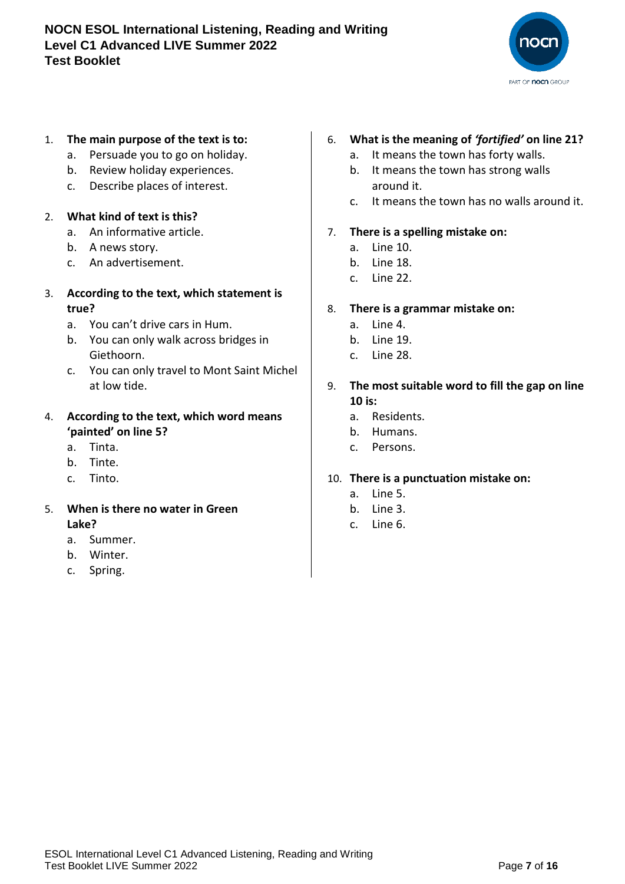1. **The main purpose of the text is to:**
    a. Persuade you to go on holiday.
    b. Review holiday experiences.
    c. Describe places of interest.

2. **What kind of text is this?**
    a. An informative article.
    b. A news story.
    c. An advertisement.

3. **According to the text, which statement is true?**
    a. You can't drive cars in Hum.
    b. You can only walk across bridges in Giethoorn.
    c. You can only travel to Mont Saint Michel at low tide.

4. **According to the text, which word means 'painted' on line 5?**
    a. Tinta.
    b. Tinte.
    c. Tinto.

5. **When is there no water in Green Lake?**
    a. Summer.
    b. Winter.
    c. Spring.

6. **What is the meaning of *'fortified'* on line 21?**
    a. It means the town has forty walls.
    b. It means the town has strong walls around it.
    c. It means the town has no walls around it.

7. **There is a spelling mistake on:**
    a. Line 10.
    b. Line 18.
    c. Line 22.

8. **There is a grammar mistake on:**
    a. Line 4.
    b. Line 19.
    c. Line 28.

9. **The most suitable word to fill the gap on line 10 is:**
    a. Residents.
    b. Humans.
    c. Persons.

10. **There is a punctuation mistake on:**
    a. Line 5.
    b. Line 3.
    c. Line 6.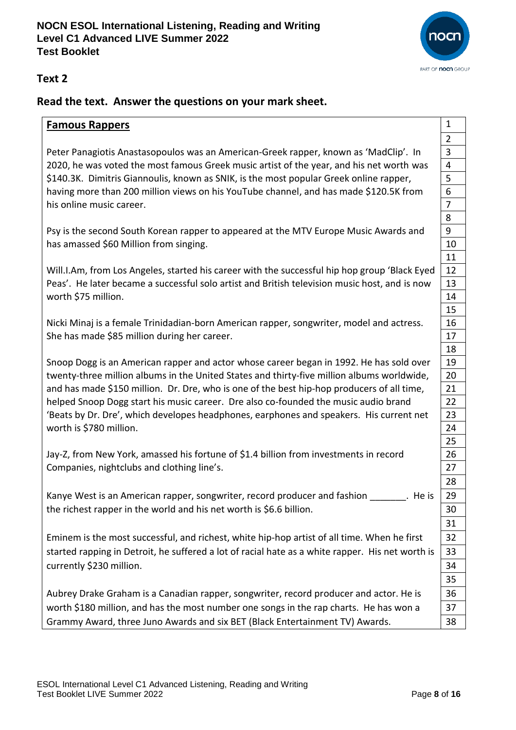## Text 2

### Read the text. Answer the questions on your mark sheet.

| **Famous Rappers** | 1 |
|---|---|
| | 2 |
| Peter Panagiotis Anastasopoulos was an American-Greek rapper, known as 'MadClip'. In | 3 |
| 2020, he was voted the most famous Greek music artist of the year, and his net worth was | 4 |
| \$140.3K. Dimitris Giannoulis, known as SNIK, is the most popular Greek online rapper, | 5 |
| having more than 200 million views on his YouTube channel, and has made \$120.5K from | 6 |
| his online music career. | 7 |
| | 8 |
| Psy is the second South Korean rapper to appeared at the MTV Europe Music Awards and | 9 |
| has amassed \$60 Million from singing. | 10 |
| | 11 |
| Will.I.Am, from Los Angeles, started his career with the successful hip hop group 'Black Eyed | 12 |
| Peas'. He later became a successful solo artist and British television music host, and is now | 13 |
| worth \$75 million. | 14 |
| | 15 |
| Nicki Minaj is a female Trinidadian-born American rapper, songwriter, model and actress. | 16 |
| She has made \$85 million during her career. | 17 |
| | 18 |
| Snoop Dogg is an American rapper and actor whose career began in 1992. He has sold over | 19 |
| twenty-three million albums in the United States and thirty-five million albums worldwide, | 20 |
| and has made \$150 million. Dr. Dre, who is one of the best hip-hop producers of all time, | 21 |
| helped Snoop Dogg start his music career. Dre also co-founded the music audio brand | 22 |
| 'Beats by Dr. Dre', which developes headphones, earphones and speakers. His current net | 23 |
| worth is \$780 million. | 24 |
| | 25 |
| Jay-Z, from New York, amassed his fortune of \$1.4 billion from investments in record | 26 |
| Companies, nightclubs and clothing line's. | 27 |
| | 28 |
| Kanye West is an American rapper, songwriter, record producer and fashion _______. He is | 29 |
| the richest rapper in the world and his net worth is \$6.6 billion. | 30 |
| | 31 |
| Eminem is the most successful, and richest, white hip-hop artist of all time. When he first | 32 |
| started rapping in Detroit, he suffered a lot of racial hate as a white rapper. His net worth is | 33 |
| currently \$230 million. | 34 |
| | 35 |
| Aubrey Drake Graham is a Canadian rapper, songwriter, record producer and actor. He is | 36 |
| worth \$180 million, and has the most number one songs in the rap charts. He has won a | 37 |
| Grammy Award, three Juno Awards and six BET (Black Entertainment TV) Awards. | 38 |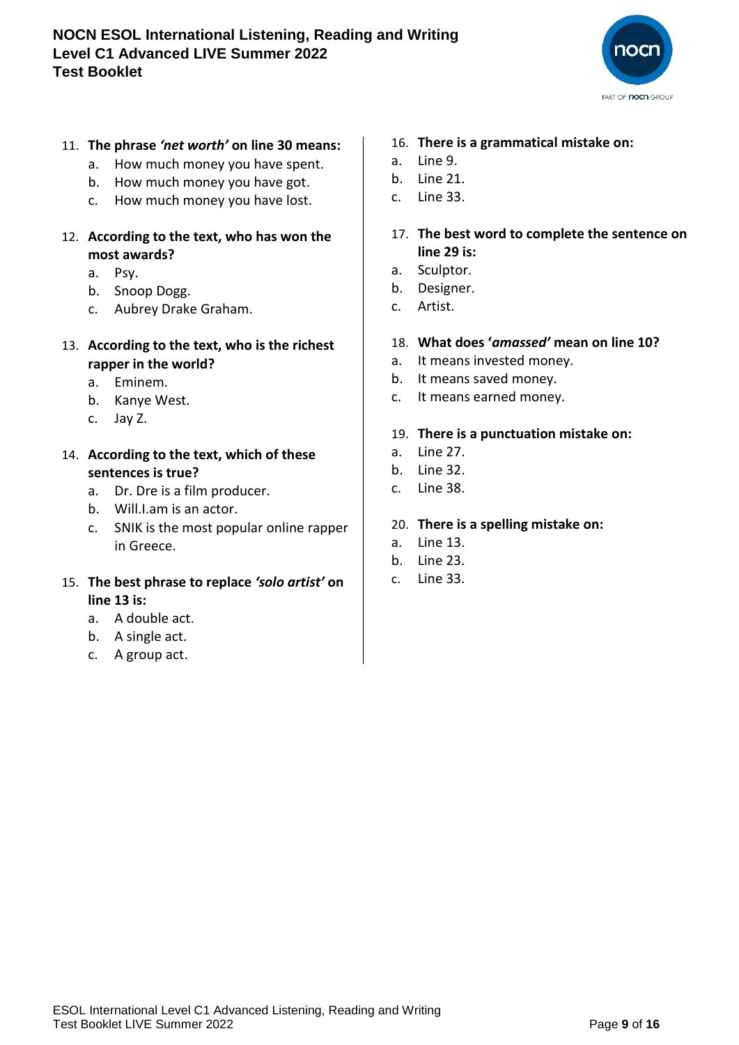11. **The phrase *'net worth'* on line 30 means:**
    a. How much money you have spent.
    b. How much money you have got.
    c. How much money you have lost.

12. **According to the text, who has won the most awards?**
    a. Psy.
    b. Snoop Dogg.
    c. Aubrey Drake Graham.

13. **According to the text, who is the richest rapper in the world?**
    a. Eminem.
    b. Kanye West.
    c. Jay Z.

14. **According to the text, which of these sentences is true?**
    a. Dr. Dre is a film producer.
    b. Will.I.am is an actor.
    c. SNIK is the most popular online rapper in Greece.

15. **The best phrase to replace *'solo artist'* on line 13 is:**
    a. A double act.
    b. A single act.
    c. A group act.

16. **There is a grammatical mistake on:**
    a. Line 9.
    b. Line 21.
    c. Line 33.

17. **The best word to complete the sentence on line 29 is:**
    a. Sculptor.
    b. Designer.
    c. Artist.

18. **What does '*amassed'* mean on line 10?**
    a. It means invested money.
    b. It means saved money.
    c. It means earned money.

19. **There is a punctuation mistake on:**
    a. Line 27.
    b. Line 32.
    c. Line 38.

20. **There is a spelling mistake on:**
    a. Line 13.
    b. Line 23.
    c. Line 33.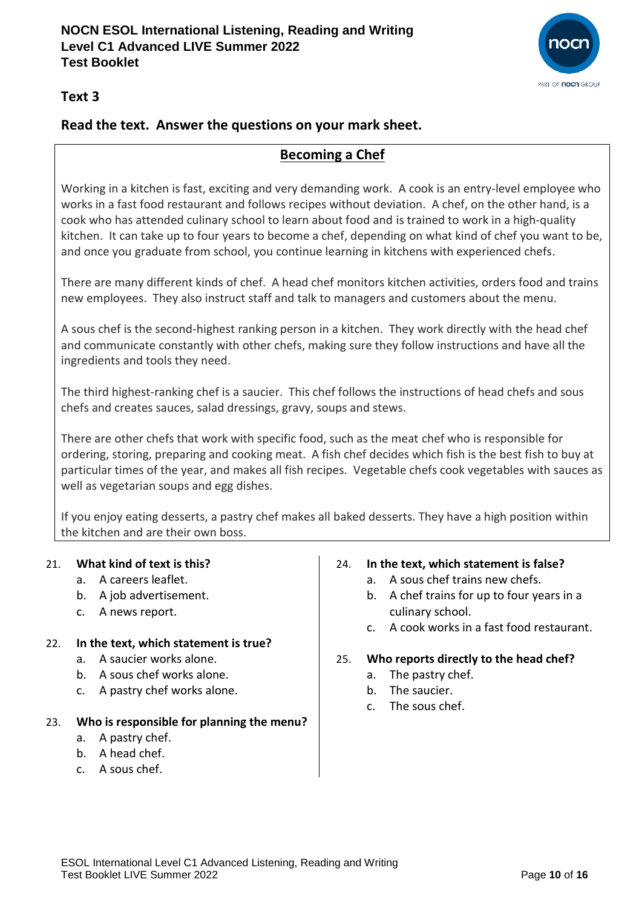## Text 3

### Read the text. Answer the questions on your mark sheet.

**Becoming a Chef**

Working in a kitchen is fast, exciting and very demanding work. A cook is an entry-level employee who works in a fast food restaurant and follows recipes without deviation. A chef, on the other hand, is a cook who has attended culinary school to learn about food and is trained to work in a high-quality kitchen. It can take up to four years to become a chef, depending on what kind of chef you want to be, and once you graduate from school, you continue learning in kitchens with experienced chefs.

There are many different kinds of chef. A head chef monitors kitchen activities, orders food and trains new employees. They also instruct staff and talk to managers and customers about the menu.

A sous chef is the second-highest ranking person in a kitchen. They work directly with the head chef and communicate constantly with other chefs, making sure they follow instructions and have all the ingredients and tools they need.

The third highest-ranking chef is a saucier. This chef follows the instructions of head chefs and sous chefs and creates sauces, salad dressings, gravy, soups and stews.

There are other chefs that work with specific food, such as the meat chef who is responsible for ordering, storing, preparing and cooking meat. A fish chef decides which fish is the best fish to buy at particular times of the year, and makes all fish recipes. Vegetable chefs cook vegetables with sauces as well as vegetarian soups and egg dishes.

If you enjoy eating desserts, a pastry chef makes all baked desserts. They have a high position within the kitchen and are their own boss.

21. **What kind of text is this?**
    a. A careers leaflet.
    b. A job advertisement.
    c. A news report.

22. **In the text, which statement is true?**
    a. A saucier works alone.
    b. A sous chef works alone.
    c. A pastry chef works alone.

23. **Who is responsible for planning the menu?**
    a. A pastry chef.
    b. A head chef.
    c. A sous chef.

24. **In the text, which statement is false?**
    a. A sous chef trains new chefs.
    b. A chef trains for up to four years in a culinary school.
    c. A cook works in a fast food restaurant.

25. **Who reports directly to the head chef?**
    a. The pastry chef.
    b. The saucier.
    c. The sous chef.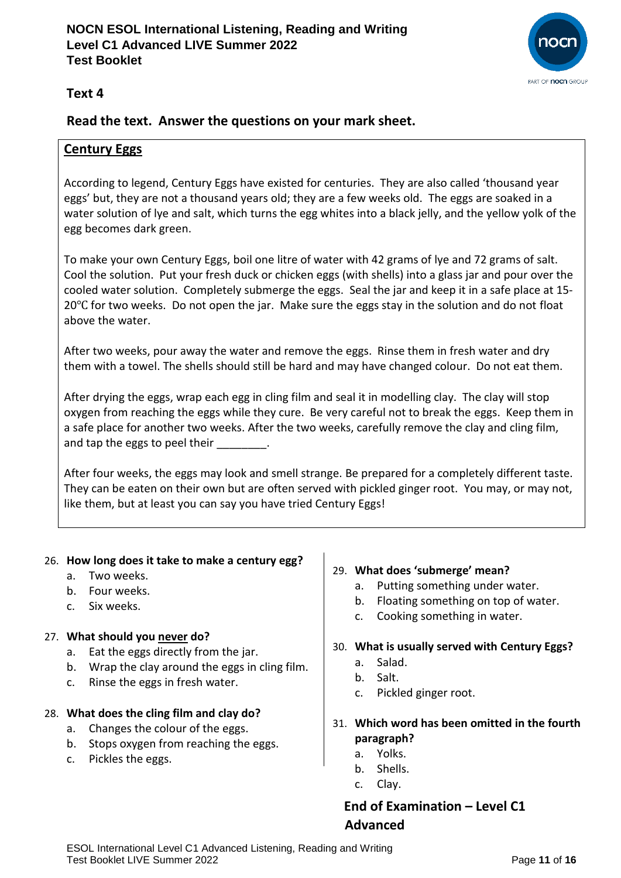## Text 4

**Read the text. Answer the questions on your mark sheet.**

### Century Eggs

According to legend, Century Eggs have existed for centuries. They are also called 'thousand year eggs' but, they are not a thousand years old; they are a few weeks old. The eggs are soaked in a water solution of lye and salt, which turns the egg whites into a black jelly, and the yellow yolk of the egg becomes dark green.

To make your own Century Eggs, boil one litre of water with 42 grams of lye and 72 grams of salt. Cool the solution. Put your fresh duck or chicken eggs (with shells) into a glass jar and pour over the cooled water solution. Completely submerge the eggs. Seal the jar and keep it in a safe place at 15-20℃ for two weeks. Do not open the jar. Make sure the eggs stay in the solution and do not float above the water.

After two weeks, pour away the water and remove the eggs. Rinse them in fresh water and dry them with a towel. The shells should still be hard and may have changed colour. Do not eat them.

After drying the eggs, wrap each egg in cling film and seal it in modelling clay. The clay will stop oxygen from reaching the eggs while they cure. Be very careful not to break the eggs. Keep them in a safe place for another two weeks. After the two weeks, carefully remove the clay and cling film, and tap the eggs to peel their ________.

After four weeks, the eggs may look and smell strange. Be prepared for a completely different taste. They can be eaten on their own but are often served with pickled ginger root. You may, or may not, like them, but at least you can say you have tried Century Eggs!

26. **How long does it take to make a century egg?**
    a. Two weeks.
    b. Four weeks.
    c. Six weeks.

27. **What should you <u>never</u> do?**
    a. Eat the eggs directly from the jar.
    b. Wrap the clay around the eggs in cling film.
    c. Rinse the eggs in fresh water.

28. **What does the cling film and clay do?**
    a. Changes the colour of the eggs.
    b. Stops oxygen from reaching the eggs.
    c. Pickles the eggs.

29. **What does 'submerge' mean?**
    a. Putting something under water.
    b. Floating something on top of water.
    c. Cooking something in water.

30. **What is usually served with Century Eggs?**
    a. Salad.
    b. Salt.
    c. Pickled ginger root.

31. **Which word has been omitted in the fourth paragraph?**
    a. Yolks.
    b. Shells.
    c. Clay.

**End of Examination – Level C1 Advanced**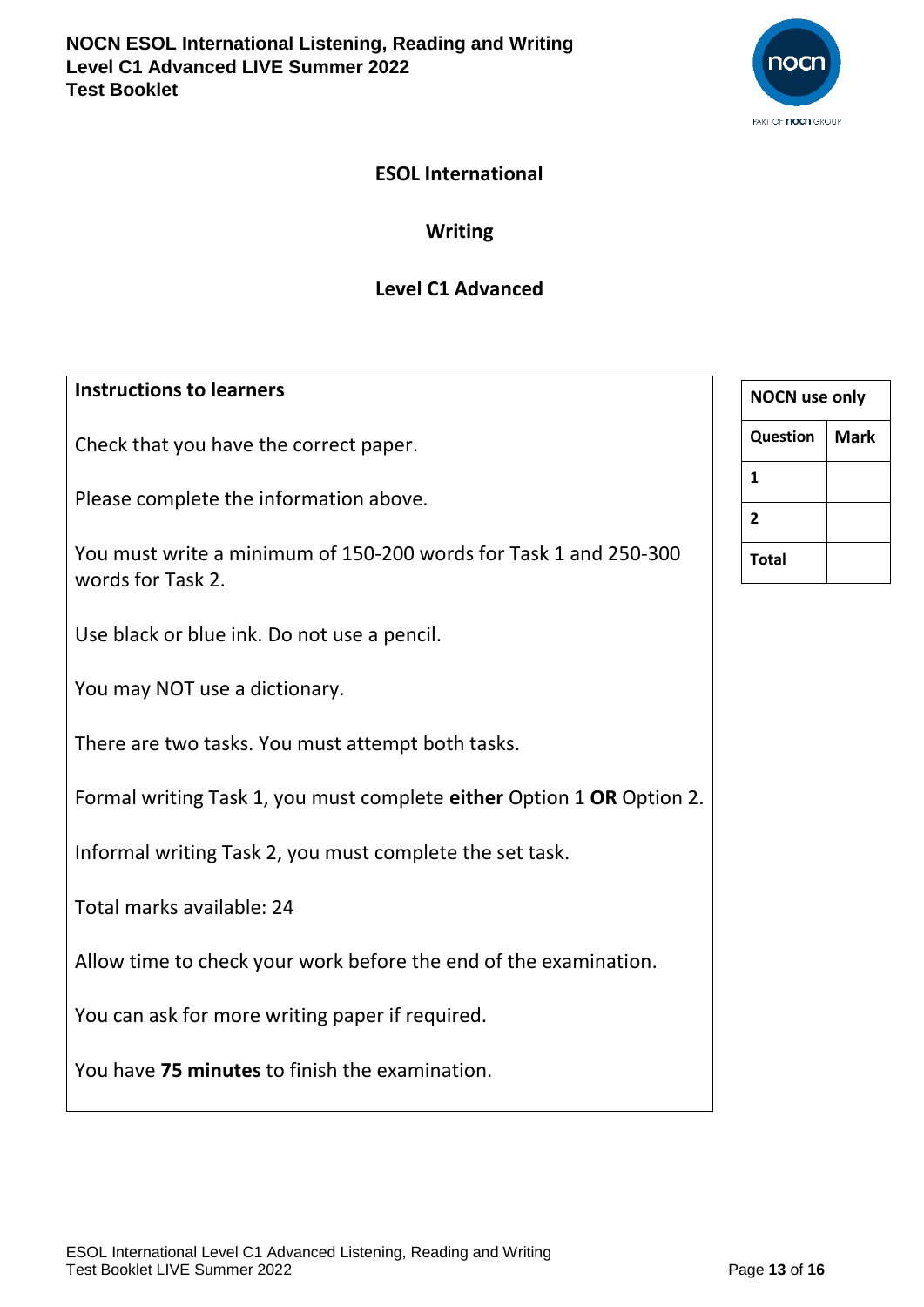**NOCN ESOL International Listening, Reading and Writing**
**Level C1 Advanced LIVE Summer 2022**
**Test Booklet**

# ESOL International

## Writing

## Level C1 Advanced

**Instructions to learners**

Check that you have the correct paper.

Please complete the information above.

You must write a minimum of 150-200 words for Task 1 and 250-300 words for Task 2.

Use black or blue ink. Do not use a pencil.

You may NOT use a dictionary.

There are two tasks. You must attempt both tasks.

Formal writing Task 1, you must complete **either** Option 1 **OR** Option 2.

Informal writing Task 2, you must complete the set task.

Total marks available: 24

Allow time to check your work before the end of the examination.

You can ask for more writing paper if required.

You have **75 minutes** to finish the examination.

| NOCN use only | |
|---|---|
| **Question** | **Mark** |
| **1** | |
| **2** | |
| **Total** | |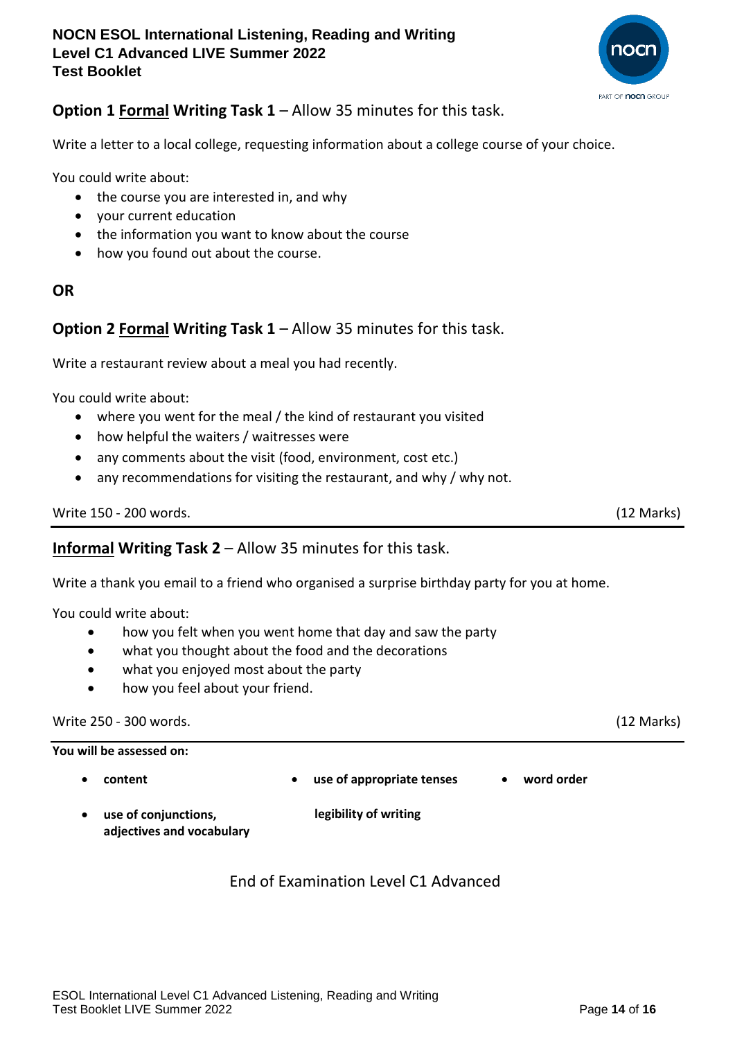## Option 1 Formal Writing Task 1 – Allow 35 minutes for this task.

Write a letter to a local college, requesting information about a college course of your choice.

You could write about:

- the course you are interested in, and why
- your current education
- the information you want to know about the course
- how you found out about the course.

**OR**

## Option 2 Formal Writing Task 1 – Allow 35 minutes for this task.

Write a restaurant review about a meal you had recently.

You could write about:

- where you went for the meal / the kind of restaurant you visited
- how helpful the waiters / waitresses were
- any comments about the visit (food, environment, cost etc.)
- any recommendations for visiting the restaurant, and why / why not.

Write 150 - 200 words. (12 Marks)

## Informal Writing Task 2 – Allow 35 minutes for this task.

Write a thank you email to a friend who organised a surprise birthday party for you at home.

You could write about:

- how you felt when you went home that day and saw the party
- what you thought about the food and the decorations
- what you enjoyed most about the party
- how you feel about your friend.

Write 250 - 300 words. (12 Marks)

**You will be assessed on:**

- **content**
- **use of appropriate tenses**
- **word order**
- **use of conjunctions, adjectives and vocabulary**
- **legibility of writing**

End of Examination Level C1 Advanced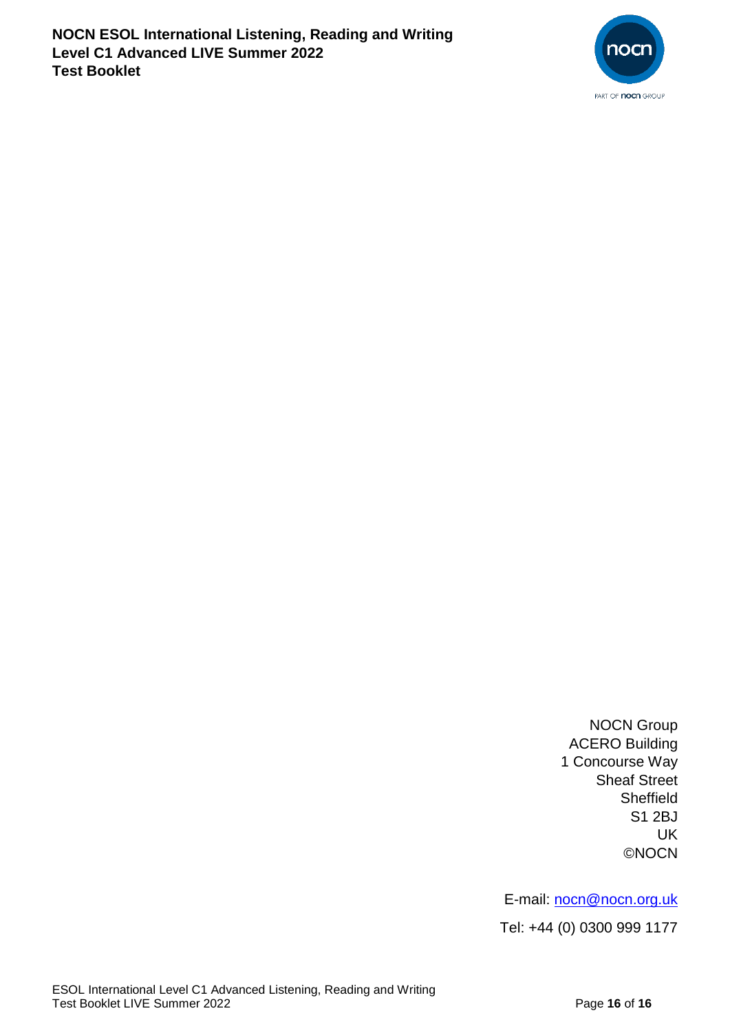**NOCN ESOL International Listening, Reading and Writing**
**Level C1 Advanced LIVE Summer 2022**
**Test Booklet**

NOCN Group
ACERO Building
1 Concourse Way
Sheaf Street
Sheffield
S1 2BJ
UK
©NOCN

E-mail: nocn@nocn.org.uk

Tel: +44 (0) 0300 999 1177